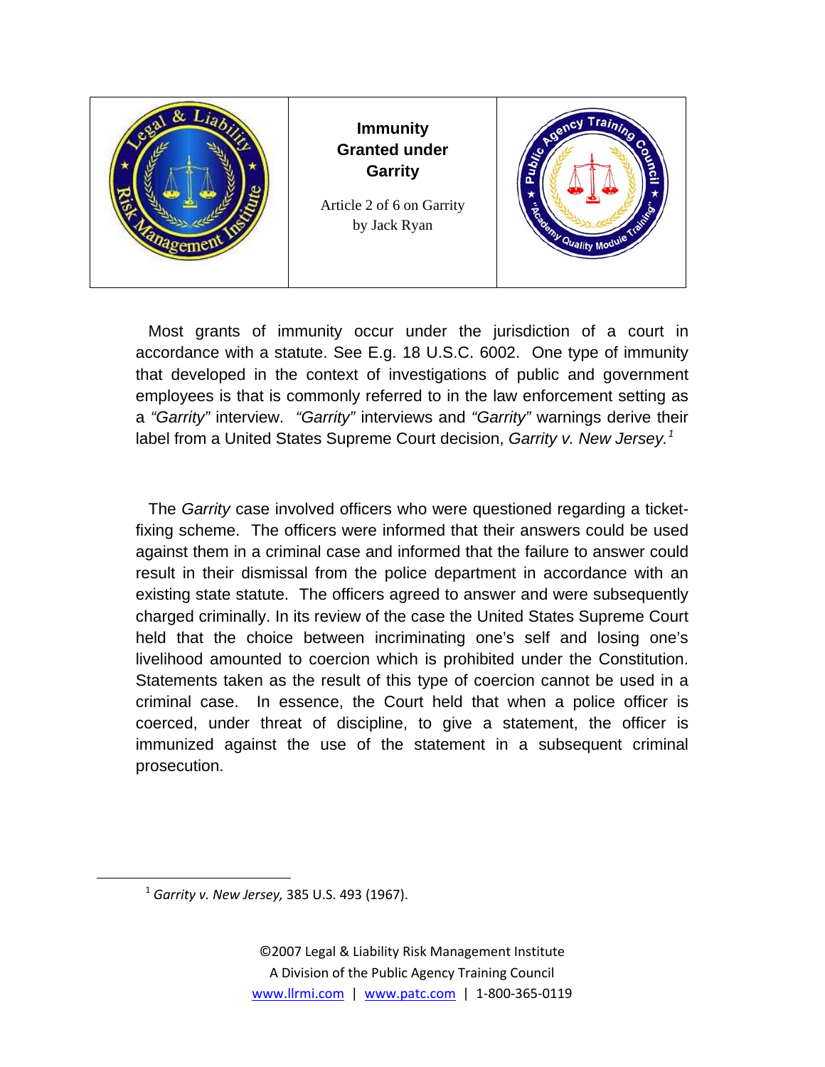# Immunity Granted under Garrity

Article 2 of 6 on Garrity
by Jack Ryan

Most grants of immunity occur under the jurisdiction of a court in accordance with a statute. See E.g. 18 U.S.C. 6002. One type of immunity that developed in the context of investigations of public and government employees is that is commonly referred to in the law enforcement setting as a *"Garrity"* interview. *"Garrity"* interviews and *"Garrity"* warnings derive their label from a United States Supreme Court decision, *Garrity v. New Jersey.*[1]

The *Garrity* case involved officers who were questioned regarding a ticket-fixing scheme. The officers were informed that their answers could be used against them in a criminal case and informed that the failure to answer could result in their dismissal from the police department in accordance with an existing state statute. The officers agreed to answer and were subsequently charged criminally. In its review of the case the United States Supreme Court held that the choice between incriminating one's self and losing one's livelihood amounted to coercion which is prohibited under the Constitution. Statements taken as the result of this type of coercion cannot be used in a criminal case. In essence, the Court held that when a police officer is coerced, under threat of discipline, to give a statement, the officer is immunized against the use of the statement in a subsequent criminal prosecution.

---

[1] *Garrity v. New Jersey,* 385 U.S. 493 (1967).

©2007 Legal & Liability Risk Management Institute
A Division of the Public Agency Training Council
www.llrmi.com | www.patc.com | 1-800-365-0119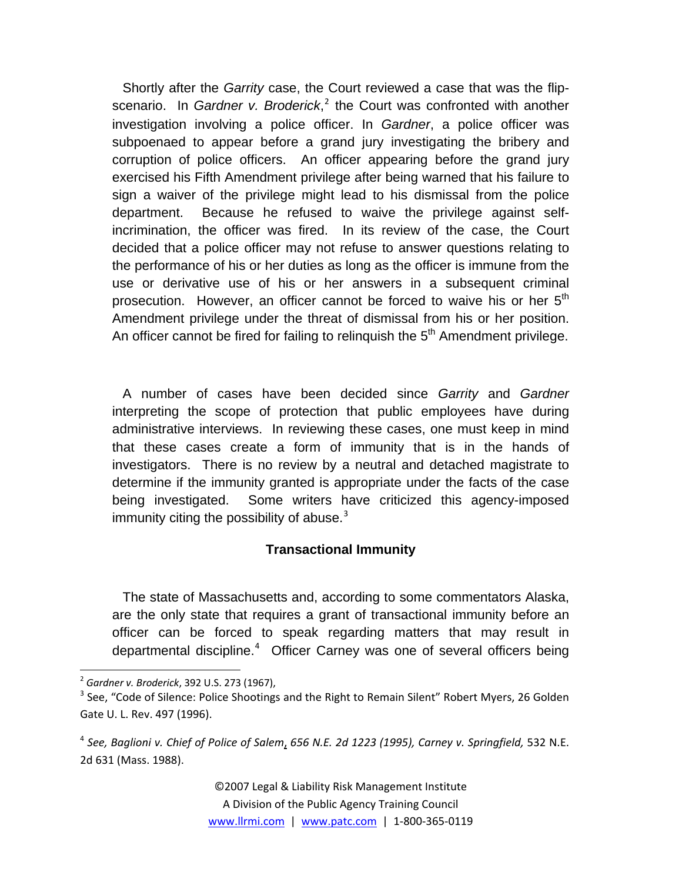Shortly after the *Garrity* case, the Court reviewed a case that was the flip-scenario. In *Gardner v. Broderick*,[2] the Court was confronted with another investigation involving a police officer. In *Gardner*, a police officer was subpoenaed to appear before a grand jury investigating the bribery and corruption of police officers. An officer appearing before the grand jury exercised his Fifth Amendment privilege after being warned that his failure to sign a waiver of the privilege might lead to his dismissal from the police department. Because he refused to waive the privilege against self-incrimination, the officer was fired. In its review of the case, the Court decided that a police officer may not refuse to answer questions relating to the performance of his or her duties as long as the officer is immune from the use or derivative use of his or her answers in a subsequent criminal prosecution. However, an officer cannot be forced to waive his or her 5th Amendment privilege under the threat of dismissal from his or her position. An officer cannot be fired for failing to relinquish the 5th Amendment privilege.

A number of cases have been decided since *Garrity* and *Gardner* interpreting the scope of protection that public employees have during administrative interviews. In reviewing these cases, one must keep in mind that these cases create a form of immunity that is in the hands of investigators. There is no review by a neutral and detached magistrate to determine if the immunity granted is appropriate under the facts of the case being investigated. Some writers have criticized this agency-imposed immunity citing the possibility of abuse.[3]

**Transactional Immunity**

The state of Massachusetts and, according to some commentators Alaska, are the only state that requires a grant of transactional immunity before an officer can be forced to speak regarding matters that may result in departmental discipline.[4] Officer Carney was one of several officers being

---

[2] *Gardner v. Broderick*, 392 U.S. 273 (1967),

[3] See, "Code of Silence: Police Shootings and the Right to Remain Silent" Robert Myers, 26 Golden Gate U. L. Rev. 497 (1996).

[4] *See, Baglioni v. Chief of Police of Salem, 656 N.E. 2d 1223 (1995), Carney v. Springfield,* 532 N.E. 2d 631 (Mass. 1988).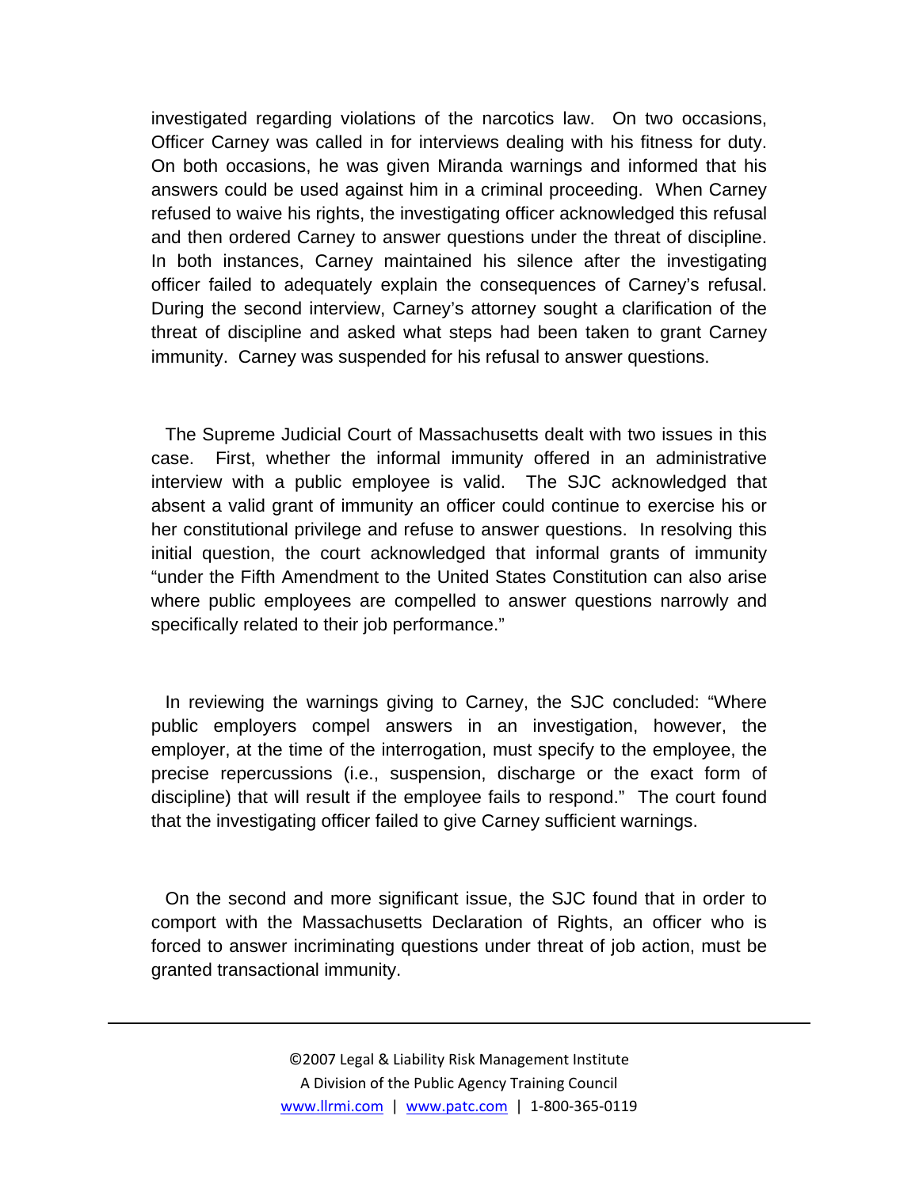investigated regarding violations of the narcotics law. On two occasions, Officer Carney was called in for interviews dealing with his fitness for duty. On both occasions, he was given Miranda warnings and informed that his answers could be used against him in a criminal proceeding. When Carney refused to waive his rights, the investigating officer acknowledged this refusal and then ordered Carney to answer questions under the threat of discipline. In both instances, Carney maintained his silence after the investigating officer failed to adequately explain the consequences of Carney's refusal. During the second interview, Carney's attorney sought a clarification of the threat of discipline and asked what steps had been taken to grant Carney immunity. Carney was suspended for his refusal to answer questions.

The Supreme Judicial Court of Massachusetts dealt with two issues in this case. First, whether the informal immunity offered in an administrative interview with a public employee is valid. The SJC acknowledged that absent a valid grant of immunity an officer could continue to exercise his or her constitutional privilege and refuse to answer questions. In resolving this initial question, the court acknowledged that informal grants of immunity "under the Fifth Amendment to the United States Constitution can also arise where public employees are compelled to answer questions narrowly and specifically related to their job performance."

In reviewing the warnings giving to Carney, the SJC concluded: "Where public employers compel answers in an investigation, however, the employer, at the time of the interrogation, must specify to the employee, the precise repercussions (i.e., suspension, discharge or the exact form of discipline) that will result if the employee fails to respond." The court found that the investigating officer failed to give Carney sufficient warnings.

On the second and more significant issue, the SJC found that in order to comport with the Massachusetts Declaration of Rights, an officer who is forced to answer incriminating questions under threat of job action, must be granted transactional immunity.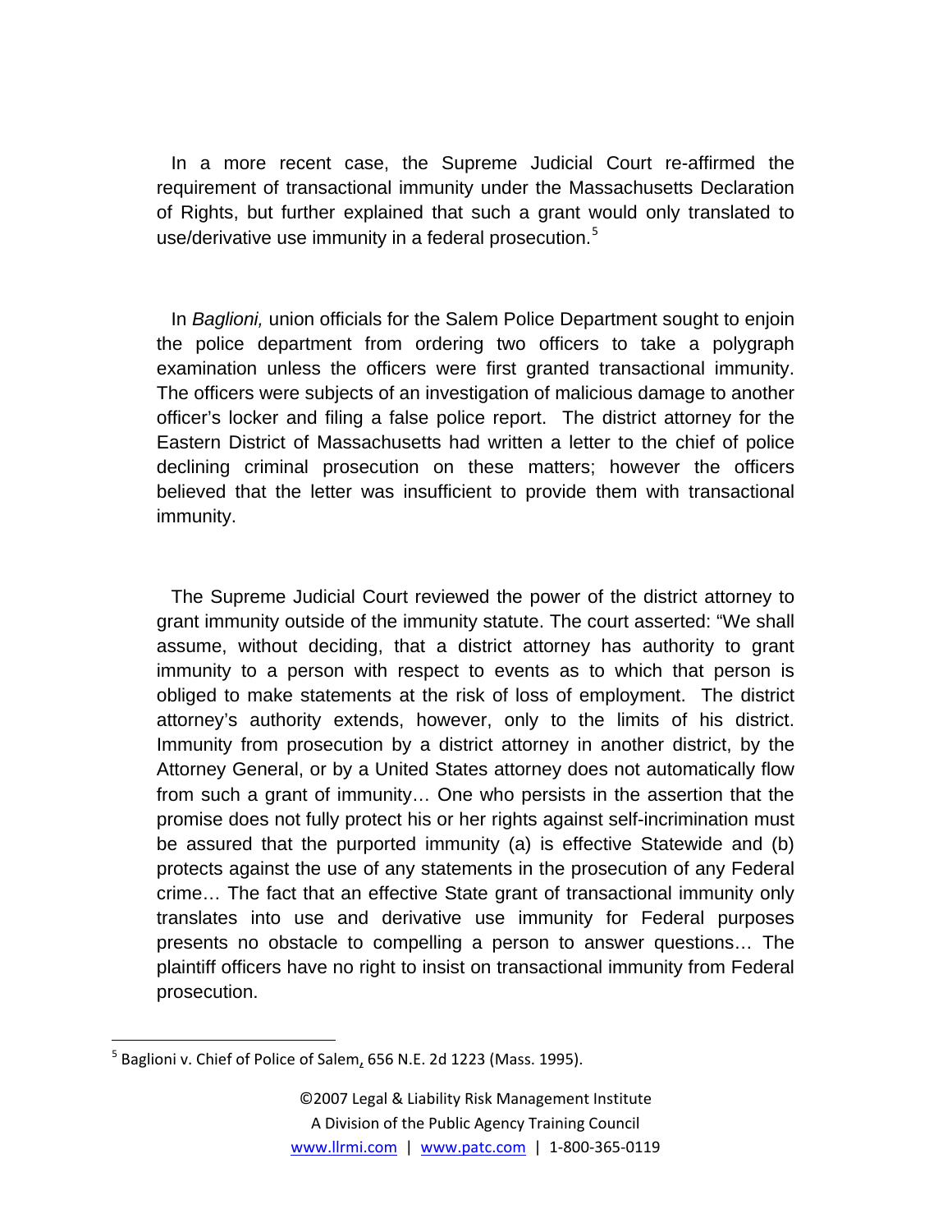In a more recent case, the Supreme Judicial Court re-affirmed the requirement of transactional immunity under the Massachusetts Declaration of Rights, but further explained that such a grant would only translated to use/derivative use immunity in a federal prosecution.[5]

In *Baglioni,* union officials for the Salem Police Department sought to enjoin the police department from ordering two officers to take a polygraph examination unless the officers were first granted transactional immunity. The officers were subjects of an investigation of malicious damage to another officer's locker and filing a false police report. The district attorney for the Eastern District of Massachusetts had written a letter to the chief of police declining criminal prosecution on these matters; however the officers believed that the letter was insufficient to provide them with transactional immunity.

The Supreme Judicial Court reviewed the power of the district attorney to grant immunity outside of the immunity statute. The court asserted: "We shall assume, without deciding, that a district attorney has authority to grant immunity to a person with respect to events as to which that person is obliged to make statements at the risk of loss of employment. The district attorney's authority extends, however, only to the limits of his district. Immunity from prosecution by a district attorney in another district, by the Attorney General, or by a United States attorney does not automatically flow from such a grant of immunity… One who persists in the assertion that the promise does not fully protect his or her rights against self-incrimination must be assured that the purported immunity (a) is effective Statewide and (b) protects against the use of any statements in the prosecution of any Federal crime… The fact that an effective State grant of transactional immunity only translates into use and derivative use immunity for Federal purposes presents no obstacle to compelling a person to answer questions… The plaintiff officers have no right to insist on transactional immunity from Federal prosecution.

[5] Baglioni v. Chief of Police of Salem, 656 N.E. 2d 1223 (Mass. 1995).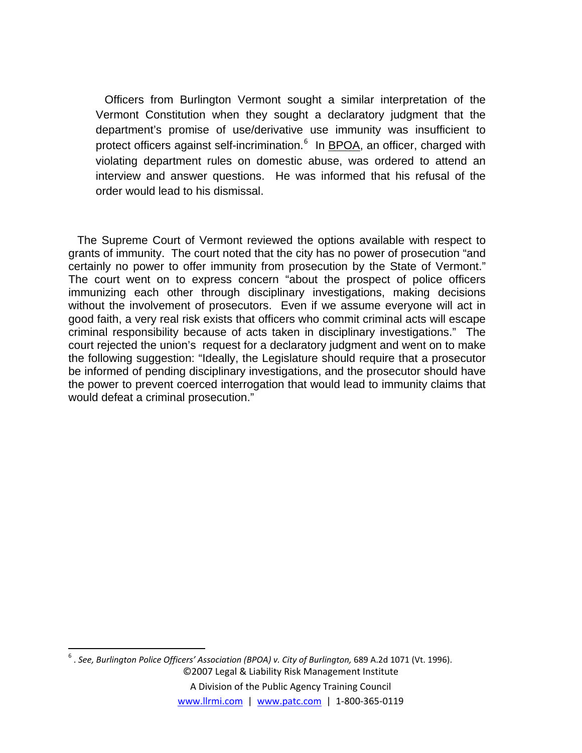Officers from Burlington Vermont sought a similar interpretation of the Vermont Constitution when they sought a declaratory judgment that the department's promise of use/derivative use immunity was insufficient to protect officers against self-incrimination.[6] In BPOA, an officer, charged with violating department rules on domestic abuse, was ordered to attend an interview and answer questions. He was informed that his refusal of the order would lead to his dismissal.

The Supreme Court of Vermont reviewed the options available with respect to grants of immunity. The court noted that the city has no power of prosecution "and certainly no power to offer immunity from prosecution by the State of Vermont." The court went on to express concern "about the prospect of police officers immunizing each other through disciplinary investigations, making decisions without the involvement of prosecutors. Even if we assume everyone will act in good faith, a very real risk exists that officers who commit criminal acts will escape criminal responsibility because of acts taken in disciplinary investigations." The court rejected the union's request for a declaratory judgment and went on to make the following suggestion: "Ideally, the Legislature should require that a prosecutor be informed of pending disciplinary investigations, and the prosecutor should have the power to prevent coerced interrogation that would lead to immunity claims that would defeat a criminal prosecution."

---

[6] . *See, Burlington Police Officers' Association (BPOA) v. City of Burlington,* 689 A.2d 1071 (Vt. 1996).

©2007 Legal & Liability Risk Management Institute

A Division of the Public Agency Training Council

www.llrmi.com | www.patc.com | 1-800-365-0119